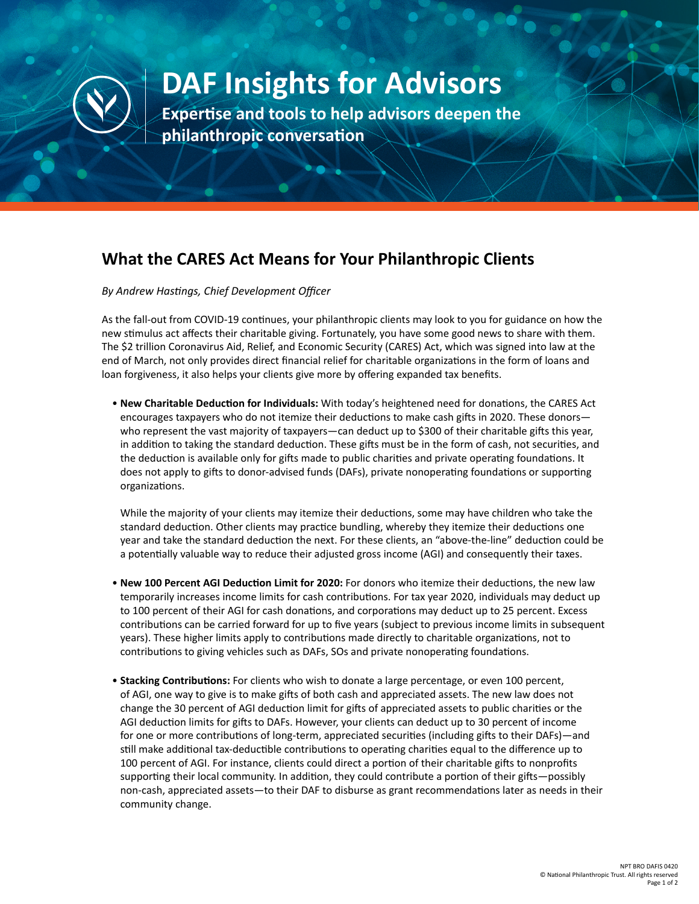# DAF Insights for Advisors

**Expertise and tools to help advisors deepen the philanthropic conversation**

## What the CARES Act Means for Your Philanthropic Clients

*By Andrew Hastings, Chief Development Officer*

As the fall-out from COVID-19 continues, your philanthropic clients may look to you for guidance on how the new stimulus act affects their charitable giving. Fortunately, you have some good news to share with them. The $2 trillion Coronavirus Aid, Relief, and Economic Security (CARES) Act, which was signed into law at the end of March, not only provides direct financial relief for charitable organizations in the form of loans and loan forgiveness, it also helps your clients give more by offering expanded tax benefits.

- **New Charitable Deduction for Individuals:** With today's heightened need for donations, the CARES Act encourages taxpayers who do not itemize their deductions to make cash gifts in 2020. These donors—who represent the vast majority of taxpayers—can deduct up to $300 of their charitable gifts this year, in addition to taking the standard deduction. These gifts must be in the form of cash, not securities, and the deduction is available only for gifts made to public charities and private operating foundations. It does not apply to gifts to donor-advised funds (DAFs), private nonoperating foundations or supporting organizations.

  While the majority of your clients may itemize their deductions, some may have children who take the standard deduction. Other clients may practice bundling, whereby they itemize their deductions one year and take the standard deduction the next. For these clients, an "above-the-line" deduction could be a potentially valuable way to reduce their adjusted gross income (AGI) and consequently their taxes.

- **New 100 Percent AGI Deduction Limit for 2020:** For donors who itemize their deductions, the new law temporarily increases income limits for cash contributions. For tax year 2020, individuals may deduct up to 100 percent of their AGI for cash donations, and corporations may deduct up to 25 percent. Excess contributions can be carried forward for up to five years (subject to previous income limits in subsequent years). These higher limits apply to contributions made directly to charitable organizations, not to contributions to giving vehicles such as DAFs, SOs and private nonoperating foundations.

- **Stacking Contributions:** For clients who wish to donate a large percentage, or even 100 percent, of AGI, one way to give is to make gifts of both cash and appreciated assets. The new law does not change the 30 percent of AGI deduction limit for gifts of appreciated assets to public charities or the AGI deduction limits for gifts to DAFs. However, your clients can deduct up to 30 percent of income for one or more contributions of long-term, appreciated securities (including gifts to their DAFs)—and still make additional tax-deductible contributions to operating charities equal to the difference up to 100 percent of AGI. For instance, clients could direct a portion of their charitable gifts to nonprofits supporting their local community. In addition, they could contribute a portion of their gifts—possibly non-cash, appreciated assets—to their DAF to disburse as grant recommendations later as needs in their community change.

NPT BRO DAFIS 0420
© National Philanthropic Trust. All rights reserved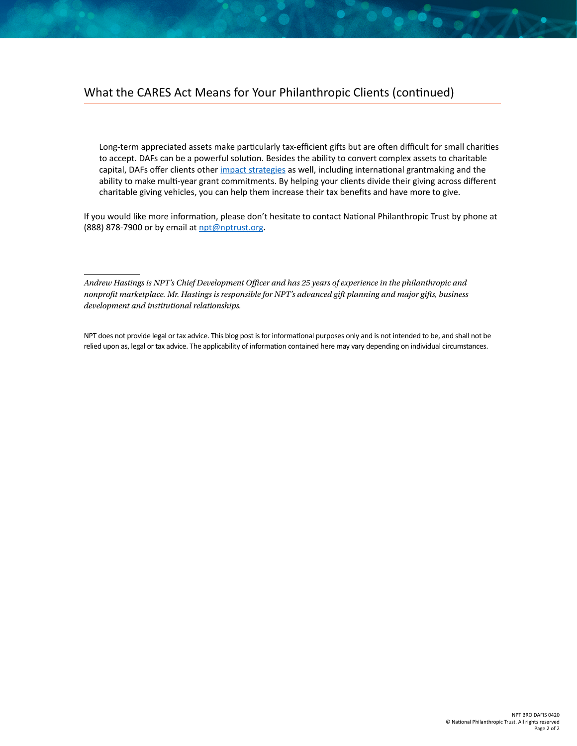## What the CARES Act Means for Your Philanthropic Clients (continued)

Long-term appreciated assets make particularly tax-efficient gifts but are often difficult for small charities to accept. DAFs can be a powerful solution. Besides the ability to convert complex assets to charitable capital, DAFs offer clients other impact strategies as well, including international grantmaking and the ability to make multi-year grant commitments. By helping your clients divide their giving across different charitable giving vehicles, you can help them increase their tax benefits and have more to give.

If you would like more information, please don't hesitate to contact National Philanthropic Trust by phone at (888) 878-7900 or by email at npt@nptrust.org.

---

*Andrew Hastings is NPT's Chief Development Officer and has 25 years of experience in the philanthropic and nonprofit marketplace. Mr. Hastings is responsible for NPT's advanced gift planning and major gifts, business development and institutional relationships.*

NPT does not provide legal or tax advice. This blog post is for informational purposes only and is not intended to be, and shall not be relied upon as, legal or tax advice. The applicability of information contained here may vary depending on individual circumstances.

NPT BRO DAFIS 0420
© National Philanthropic Trust. All rights reserved